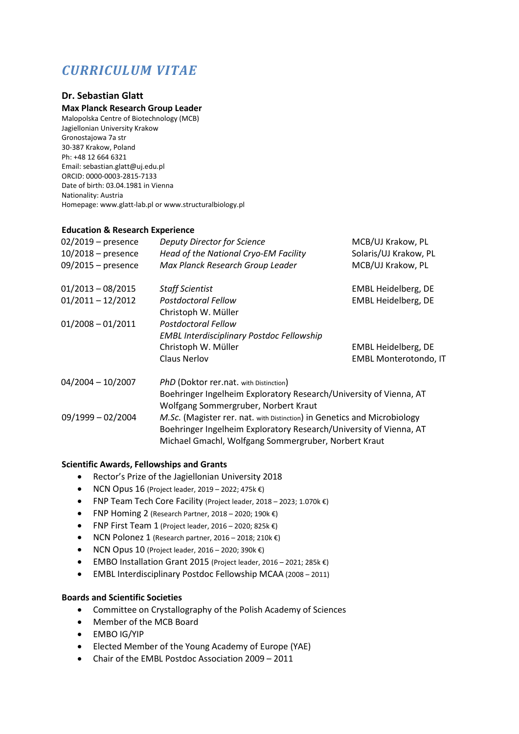# *CURRICULUM VITAE*

**Dr. Sebastian Glatt**

**Max Planck Research Group Leader**

Malopolska Centre of Biotechnology (MCB)
Jagiellonian University Krakow
Gronostajowa 7a str
30-387 Krakow, Poland
Ph: +48 12 664 6321
Email: sebastian.glatt@uj.edu.pl
ORCID: 0000-0003-2815-7133
Date of birth: 03.04.1981 in Vienna
Nationality: Austria
Homepage: www.glatt-lab.pl or www.structuralbiology.pl

**Education & Research Experience**

| | | |
|---|---|---|
| 02/2019 – presence | *Deputy Director for Science* | MCB/UJ Krakow, PL |
| 10/2018 – presence | *Head of the National Cryo-EM Facility* | Solaris/UJ Krakow, PL |
| 09/2015 – presence | *Max Planck Research Group Leader* | MCB/UJ Krakow, PL |
| 01/2013 – 08/2015 | *Staff Scientist* | EMBL Heidelberg, DE |
| 01/2011 – 12/2012 | *Postdoctoral Fellow*<br>Christoph W. Müller | EMBL Heidelberg, DE |
| 01/2008 – 01/2011 | *Postdoctoral Fellow*<br>*EMBL Interdisciplinary Postdoc Fellowship*<br>Christoph W. Müller<br>Claus Nerlov | <br><br>EMBL Heidelberg, DE<br>EMBL Monterotondo, IT |
| 04/2004 – 10/2007 | *PhD* (Doktor rer.nat. with Distinction)<br>Boehringer Ingelheim Exploratory Research/University of Vienna, AT<br>Wolfgang Sommergruber, Norbert Kraut | |
| 09/1999 – 02/2004 | *M.Sc.* (Magister rer. nat. with Distinction) in Genetics and Microbiology<br>Boehringer Ingelheim Exploratory Research/University of Vienna, AT<br>Michael Gmachl, Wolfgang Sommergruber, Norbert Kraut | |

**Scientific Awards, Fellowships and Grants**

- Rector's Prize of the Jagiellonian University 2018
- NCN Opus 16 (Project leader, 2019 – 2022; 475k €)
- FNP Team Tech Core Facility (Project leader, 2018 – 2023; 1.070k €)
- FNP Homing 2 (Research Partner, 2018 – 2020; 190k €)
- FNP First Team 1 (Project leader, 2016 – 2020; 825k €)
- NCN Polonez 1 (Research partner, 2016 – 2018; 210k €)
- NCN Opus 10 (Project leader, 2016 – 2020; 390k €)
- EMBO Installation Grant 2015 (Project leader, 2016 – 2021; 285k €)
- EMBL Interdisciplinary Postdoc Fellowship MCAA (2008 – 2011)

**Boards and Scientific Societies**

- Committee on Crystallography of the Polish Academy of Sciences
- Member of the MCB Board
- EMBO IG/YIP
- Elected Member of the Young Academy of Europe (YAE)
- Chair of the EMBL Postdoc Association 2009 – 2011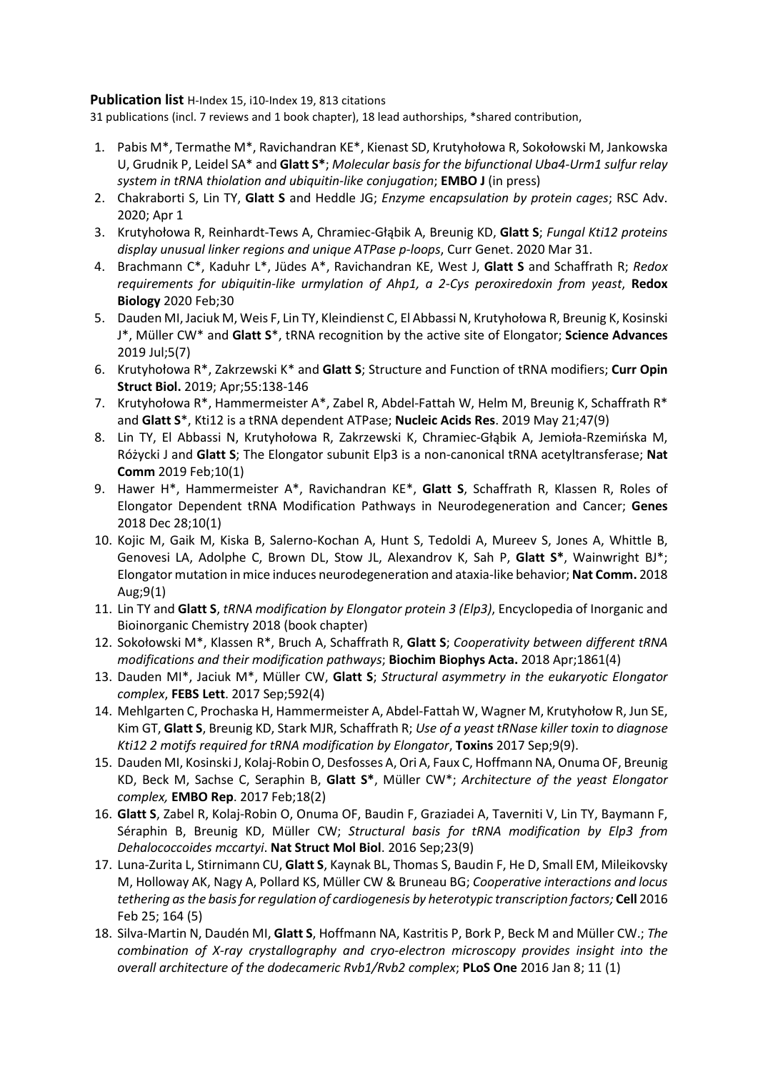**Publication list** H-Index 15, i10-Index 19, 813 citations

31 publications (incl. 7 reviews and 1 book chapter), 18 lead authorships, *shared contribution,

1. Pabis M*, Termathe M*, Ravichandran KE*, Kienast SD, Krutyhołowa R, Sokołowski M, Jankowska U, Grudnik P, Leidel SA* and **Glatt S***; *Molecular basis for the bifunctional Uba4-Urm1 sulfur relay system in tRNA thiolation and ubiquitin-like conjugation*; **EMBO J** (in press)
2. Chakraborti S, Lin TY, **Glatt S** and Heddle JG; *Enzyme encapsulation by protein cages*; RSC Adv. 2020; Apr 1
3. Krutyhołowa R, Reinhardt-Tews A, Chramiec-Głąbik A, Breunig KD, **Glatt S**; *Fungal Kti12 proteins display unusual linker regions and unique ATPase p-loops*, Curr Genet. 2020 Mar 31.
4. Brachmann C*, Kaduhr L*, Jüdes A*, Ravichandran KE, West J, **Glatt S** and Schaffrath R; *Redox requirements for ubiquitin-like urmylation of Ahp1, a 2-Cys peroxiredoxin from yeast*, **Redox Biology** 2020 Feb;30
5. Dauden MI, Jaciuk M, Weis F, Lin TY, Kleindienst C, El Abbassi N, Krutyhołowa R, Breunig K, Kosinski J*, Müller CW* and **Glatt S***, tRNA recognition by the active site of Elongator; **Science Advances** 2019 Jul;5(7)
6. Krutyhołowa R*, Zakrzewski K* and **Glatt S**; Structure and Function of tRNA modifiers; **Curr Opin Struct Biol.** 2019; Apr;55:138-146
7. Krutyhołowa R*, Hammermeister A*, Zabel R, Abdel-Fattah W, Helm M, Breunig K, Schaffrath R* and **Glatt S***, Kti12 is a tRNA dependent ATPase; **Nucleic Acids Res**. 2019 May 21;47(9)
8. Lin TY, El Abbassi N, Krutyhołowa R, Zakrzewski K, Chramiec-Głąbik A, Jemioła-Rzemińska M, Różycki J and **Glatt S**; The Elongator subunit Elp3 is a non-canonical tRNA acetyltransferase; **Nat Comm** 2019 Feb;10(1)
9. Hawer H*, Hammermeister A*, Ravichandran KE*, **Glatt S**, Schaffrath R, Klassen R, Roles of Elongator Dependent tRNA Modification Pathways in Neurodegeneration and Cancer; **Genes** 2018 Dec 28;10(1)
10. Kojic M, Gaik M, Kiska B, Salerno-Kochan A, Hunt S, Tedoldi A, Mureev S, Jones A, Whittle B, Genovesi LA, Adolphe C, Brown DL, Stow JL, Alexandrov K, Sah P, **Glatt S***, Wainwright BJ*; Elongator mutation in mice induces neurodegeneration and ataxia-like behavior; **Nat Comm.** 2018 Aug;9(1)
11. Lin TY and **Glatt S**, *tRNA modification by Elongator protein 3 (Elp3)*, Encyclopedia of Inorganic and Bioinorganic Chemistry 2018 (book chapter)
12. Sokołowski M*, Klassen R*, Bruch A, Schaffrath R, **Glatt S**; *Cooperativity between different tRNA modifications and their modification pathways*; **Biochim Biophys Acta.** 2018 Apr;1861(4)
13. Dauden MI*, Jaciuk M*, Müller CW, **Glatt S**; *Structural asymmetry in the eukaryotic Elongator complex*, **FEBS Lett**. 2017 Sep;592(4)
14. Mehlgarten C, Prochaska H, Hammermeister A, Abdel-Fattah W, Wagner M, Krutyhołow R, Jun SE, Kim GT, **Glatt S**, Breunig KD, Stark MJR, Schaffrath R; *Use of a yeast tRNase killer toxin to diagnose Kti12 2 motifs required for tRNA modification by Elongator*, **Toxins** 2017 Sep;9(9).
15. Dauden MI, Kosinski J, Kolaj-Robin O, Desfosses A, Ori A, Faux C, Hoffmann NA, Onuma OF, Breunig KD, Beck M, Sachse C, Seraphin B, **Glatt S***, Müller CW*; *Architecture of the yeast Elongator complex,* **EMBO Rep**. 2017 Feb;18(2)
16. **Glatt S**, Zabel R, Kolaj-Robin O, Onuma OF, Baudin F, Graziadei A, Taverniti V, Lin TY, Baymann F, Séraphin B, Breunig KD, Müller CW; *Structural basis for tRNA modification by Elp3 from Dehalococcoides mccartyi*. **Nat Struct Mol Biol**. 2016 Sep;23(9)
17. Luna-Zurita L, Stirnimann CU, **Glatt S**, Kaynak BL, Thomas S, Baudin F, He D, Small EM, Mileikovsky M, Holloway AK, Nagy A, Pollard KS, Müller CW & Bruneau BG; *Cooperative interactions and locus tethering as the basis for regulation of cardiogenesis by heterotypic transcription factors;* **Cell** 2016 Feb 25; 164 (5)
18. Silva-Martin N, Daudén MI, **Glatt S**, Hoffmann NA, Kastritis P, Bork P, Beck M and Müller CW.; *The combination of X-ray crystallography and cryo-electron microscopy provides insight into the overall architecture of the dodecameric Rvb1/Rvb2 complex*; **PLoS One** 2016 Jan 8; 11 (1)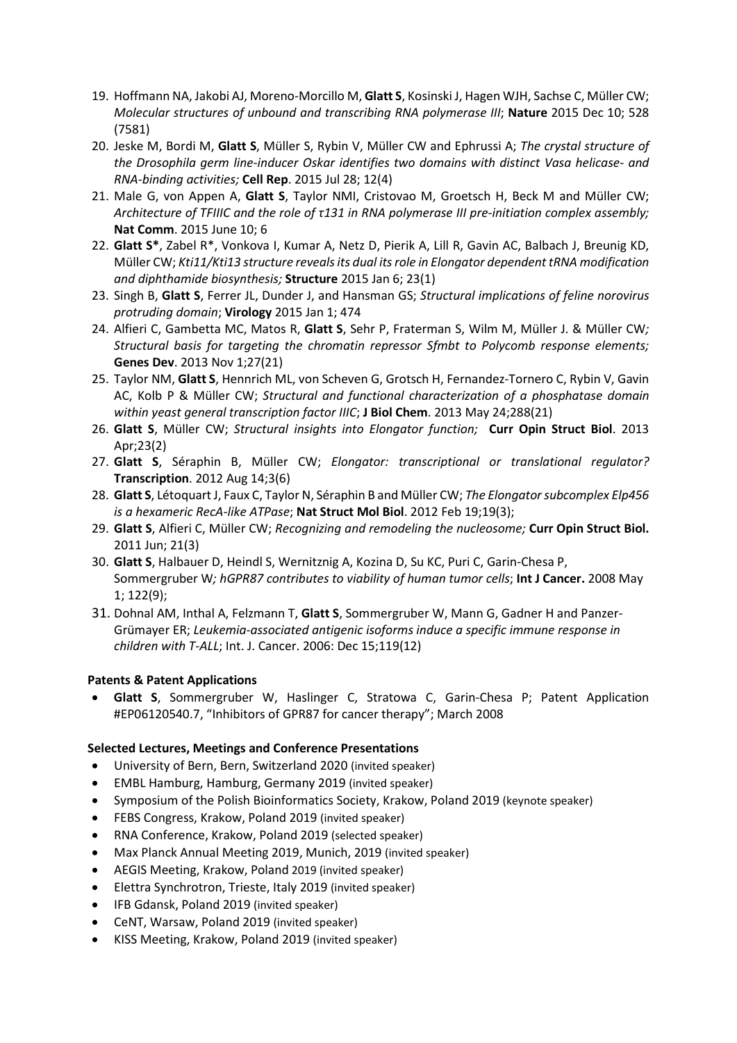19. Hoffmann NA, Jakobi AJ, Moreno-Morcillo M, **Glatt S**, Kosinski J, Hagen WJH, Sachse C, Müller CW; *Molecular structures of unbound and transcribing RNA polymerase III*; **Nature** 2015 Dec 10; 528 (7581)
20. Jeske M, Bordi M, **Glatt S**, Müller S, Rybin V, Müller CW and Ephrussi A; *The crystal structure of the Drosophila germ line-inducer Oskar identifies two domains with distinct Vasa helicase- and RNA-binding activities;* **Cell Rep**. 2015 Jul 28; 12(4)
21. Male G, von Appen A, **Glatt S**, Taylor NMI, Cristovao M, Groetsch H, Beck M and Müller CW; *Architecture of TFIIIC and the role of τ131 in RNA polymerase III pre-initiation complex assembly;* **Nat Comm**. 2015 June 10; 6
22. **Glatt S***, Zabel R*, Vonkova I, Kumar A, Netz D, Pierik A, Lill R, Gavin AC, Balbach J, Breunig KD, Müller CW; *Kti11/Kti13 structure reveals its dual its role in Elongator dependent tRNA modification and diphthamide biosynthesis;* **Structure** 2015 Jan 6; 23(1)
23. Singh B, **Glatt S**, Ferrer JL, Dunder J, and Hansman GS; *Structural implications of feline norovirus protruding domain*; **Virology** 2015 Jan 1; 474
24. Alfieri C, Gambetta MC, Matos R, **Glatt S**, Sehr P, Fraterman S, Wilm M, Müller J. & Müller CW*; Structural basis for targeting the chromatin repressor Sfmbt to Polycomb response elements;* **Genes Dev**. 2013 Nov 1;27(21)
25. Taylor NM, **Glatt S**, Hennrich ML, von Scheven G, Grotsch H, Fernandez-Tornero C, Rybin V, Gavin AC, Kolb P & Müller CW; *Structural and functional characterization of a phosphatase domain within yeast general transcription factor IIIC*; **J Biol Chem**. 2013 May 24;288(21)
26. **Glatt S**, Müller CW; *Structural insights into Elongator function;* **Curr Opin Struct Biol**. 2013 Apr;23(2)
27. **Glatt S**, Séraphin B, Müller CW; *Elongator: transcriptional or translational regulator?* **Transcription**. 2012 Aug 14;3(6)
28. **Glatt S**, Létoquart J, Faux C, Taylor N, Séraphin B and Müller CW; *The Elongator subcomplex Elp456 is a hexameric RecA-like ATPase*; **Nat Struct Mol Biol**. 2012 Feb 19;19(3);
29. **Glatt S**, Alfieri C, Müller CW; *Recognizing and remodeling the nucleosome;* **Curr Opin Struct Biol.** 2011 Jun; 21(3)
30. **Glatt S**, Halbauer D, Heindl S, Wernitznig A, Kozina D, Su KC, Puri C, Garin-Chesa P, Sommergruber W*; hGPR87 contributes to viability of human tumor cells*; **Int J Cancer.** 2008 May 1; 122(9);
31. Dohnal AM, Inthal A, Felzmann T, **Glatt S**, Sommergruber W, Mann G, Gadner H and Panzer-Grümayer ER; *Leukemia-associated antigenic isoforms induce a specific immune response in children with T-ALL*; Int. J. Cancer. 2006: Dec 15;119(12)

**Patents & Patent Applications**

- **Glatt S**, Sommergruber W, Haslinger C, Stratowa C, Garin-Chesa P; Patent Application #EP06120540.7, "Inhibitors of GPR87 for cancer therapy"; March 2008

**Selected Lectures, Meetings and Conference Presentations**

- University of Bern, Bern, Switzerland 2020 (invited speaker)
- EMBL Hamburg, Hamburg, Germany 2019 (invited speaker)
- Symposium of the Polish Bioinformatics Society, Krakow, Poland 2019 (keynote speaker)
- FEBS Congress, Krakow, Poland 2019 (invited speaker)
- RNA Conference, Krakow, Poland 2019 (selected speaker)
- Max Planck Annual Meeting 2019, Munich, 2019 (invited speaker)
- AEGIS Meeting, Krakow, Poland 2019 (invited speaker)
- Elettra Synchrotron, Trieste, Italy 2019 (invited speaker)
- IFB Gdansk, Poland 2019 (invited speaker)
- CeNT, Warsaw, Poland 2019 (invited speaker)
- KISS Meeting, Krakow, Poland 2019 (invited speaker)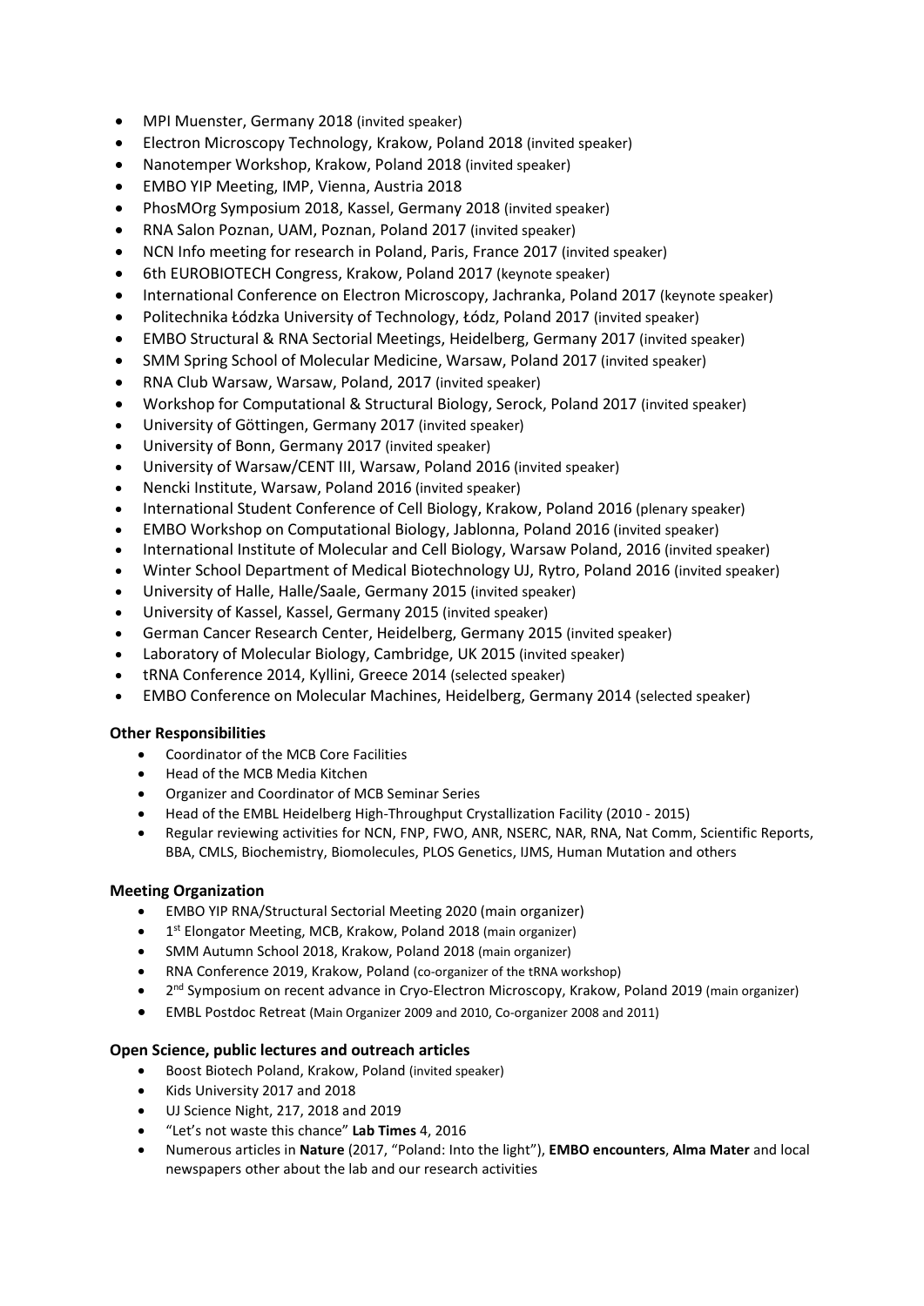- MPI Muenster, Germany 2018 (invited speaker)
- Electron Microscopy Technology, Krakow, Poland 2018 (invited speaker)
- Nanotemper Workshop, Krakow, Poland 2018 (invited speaker)
- EMBO YIP Meeting, IMP, Vienna, Austria 2018
- PhosMOrg Symposium 2018, Kassel, Germany 2018 (invited speaker)
- RNA Salon Poznan, UAM, Poznan, Poland 2017 (invited speaker)
- NCN Info meeting for research in Poland, Paris, France 2017 (invited speaker)
- 6th EUROBIOTECH Congress, Krakow, Poland 2017 (keynote speaker)
- International Conference on Electron Microscopy, Jachranka, Poland 2017 (keynote speaker)
- Politechnika Łódzka University of Technology, Łódz, Poland 2017 (invited speaker)
- EMBO Structural & RNA Sectorial Meetings, Heidelberg, Germany 2017 (invited speaker)
- SMM Spring School of Molecular Medicine, Warsaw, Poland 2017 (invited speaker)
- RNA Club Warsaw, Warsaw, Poland, 2017 (invited speaker)
- Workshop for Computational & Structural Biology, Serock, Poland 2017 (invited speaker)
- University of Göttingen, Germany 2017 (invited speaker)
- University of Bonn, Germany 2017 (invited speaker)
- University of Warsaw/CENT III, Warsaw, Poland 2016 (invited speaker)
- Nencki Institute, Warsaw, Poland 2016 (invited speaker)
- International Student Conference of Cell Biology, Krakow, Poland 2016 (plenary speaker)
- EMBO Workshop on Computational Biology, Jablonna, Poland 2016 (invited speaker)
- International Institute of Molecular and Cell Biology, Warsaw Poland, 2016 (invited speaker)
- Winter School Department of Medical Biotechnology UJ, Rytro, Poland 2016 (invited speaker)
- University of Halle, Halle/Saale, Germany 2015 (invited speaker)
- University of Kassel, Kassel, Germany 2015 (invited speaker)
- German Cancer Research Center, Heidelberg, Germany 2015 (invited speaker)
- Laboratory of Molecular Biology, Cambridge, UK 2015 (invited speaker)
- tRNA Conference 2014, Kyllini, Greece 2014 (selected speaker)
- EMBO Conference on Molecular Machines, Heidelberg, Germany 2014 (selected speaker)

**Other Responsibilities**

- Coordinator of the MCB Core Facilities
- Head of the MCB Media Kitchen
- Organizer and Coordinator of MCB Seminar Series
- Head of the EMBL Heidelberg High-Throughput Crystallization Facility (2010 - 2015)
- Regular reviewing activities for NCN, FNP, FWO, ANR, NSERC, NAR, RNA, Nat Comm, Scientific Reports, BBA, CMLS, Biochemistry, Biomolecules, PLOS Genetics, IJMS, Human Mutation and others

**Meeting Organization**

- EMBO YIP RNA/Structural Sectorial Meeting 2020 (main organizer)
- 1st Elongator Meeting, MCB, Krakow, Poland 2018 (main organizer)
- SMM Autumn School 2018, Krakow, Poland 2018 (main organizer)
- RNA Conference 2019, Krakow, Poland (co-organizer of the tRNA workshop)
- 2nd Symposium on recent advance in Cryo-Electron Microscopy, Krakow, Poland 2019 (main organizer)
- EMBL Postdoc Retreat (Main Organizer 2009 and 2010, Co-organizer 2008 and 2011)

**Open Science, public lectures and outreach articles**

- Boost Biotech Poland, Krakow, Poland (invited speaker)
- Kids University 2017 and 2018
- UJ Science Night, 217, 2018 and 2019
- "Let's not waste this chance" **Lab Times** 4, 2016
- Numerous articles in **Nature** (2017, "Poland: Into the light"), **EMBO encounters**, **Alma Mater** and local newspapers other about the lab and our research activities